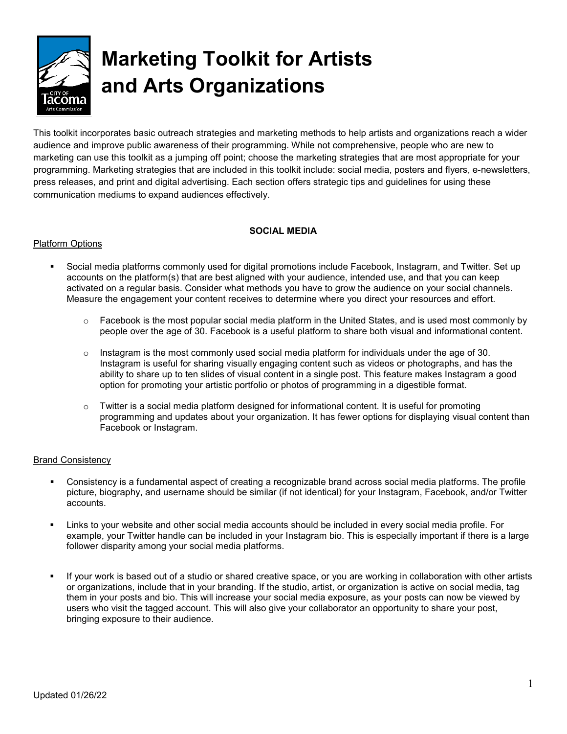# Marketing Toolkit for Artists and Arts Organizations

This toolkit incorporates basic outreach strategies and marketing methods to help artists and organizations reach a wider audience and improve public awareness of their programming. While not comprehensive, people who are new to marketing can use this toolkit as a jumping off point; choose the marketing strategies that are most appropriate for your programming. Marketing strategies that are included in this toolkit include: social media, posters and flyers, e-newsletters, press releases, and print and digital advertising. Each section offers strategic tips and guidelines for using these communication mediums to expand audiences effectively.

## SOCIAL MEDIA

### Platform Options

- Social media platforms commonly used for digital promotions include Facebook, Instagram, and Twitter. Set up accounts on the platform(s) that are best aligned with your audience, intended use, and that you can keep activated on a regular basis. Consider what methods you have to grow the audience on your social channels. Measure the engagement your content receives to determine where you direct your resources and effort.
  - Facebook is the most popular social media platform in the United States, and is used most commonly by people over the age of 30. Facebook is a useful platform to share both visual and informational content.
  - Instagram is the most commonly used social media platform for individuals under the age of 30. Instagram is useful for sharing visually engaging content such as videos or photographs, and has the ability to share up to ten slides of visual content in a single post. This feature makes Instagram a good option for promoting your artistic portfolio or photos of programming in a digestible format.
  - Twitter is a social media platform designed for informational content. It is useful for promoting programming and updates about your organization. It has fewer options for displaying visual content than Facebook or Instagram.

### Brand Consistency

- Consistency is a fundamental aspect of creating a recognizable brand across social media platforms. The profile picture, biography, and username should be similar (if not identical) for your Instagram, Facebook, and/or Twitter accounts.
- Links to your website and other social media accounts should be included in every social media profile. For example, your Twitter handle can be included in your Instagram bio. This is especially important if there is a large follower disparity among your social media platforms.
- If your work is based out of a studio or shared creative space, or you are working in collaboration with other artists or organizations, include that in your branding. If the studio, artist, or organization is active on social media, tag them in your posts and bio. This will increase your social media exposure, as your posts can now be viewed by users who visit the tagged account. This will also give your collaborator an opportunity to share your post, bringing exposure to their audience.

Updated 01/26/22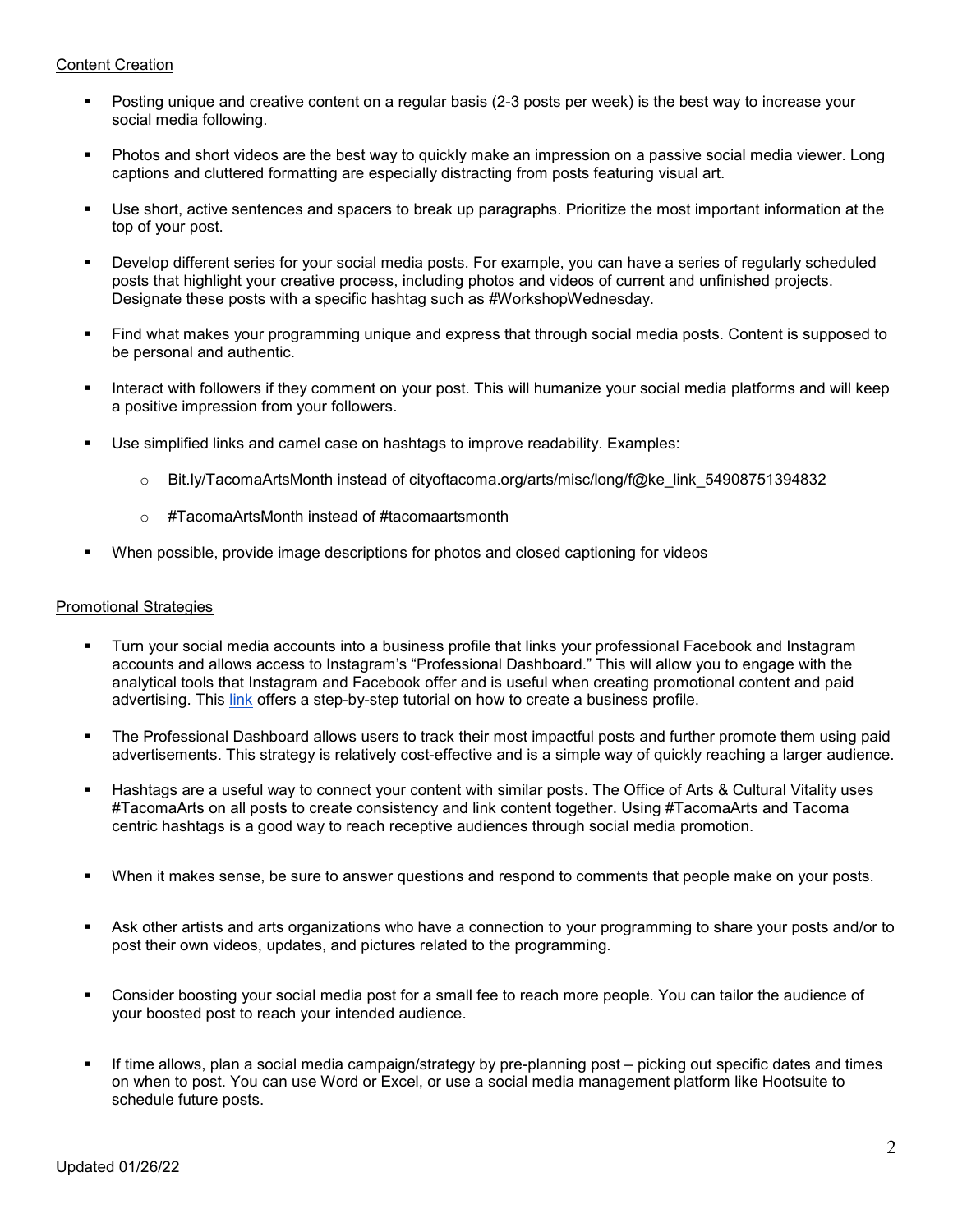Content Creation

- Posting unique and creative content on a regular basis (2-3 posts per week) is the best way to increase your social media following.
- Photos and short videos are the best way to quickly make an impression on a passive social media viewer. Long captions and cluttered formatting are especially distracting from posts featuring visual art.
- Use short, active sentences and spacers to break up paragraphs. Prioritize the most important information at the top of your post.
- Develop different series for your social media posts. For example, you can have a series of regularly scheduled posts that highlight your creative process, including photos and videos of current and unfinished projects. Designate these posts with a specific hashtag such as #WorkshopWednesday.
- Find what makes your programming unique and express that through social media posts. Content is supposed to be personal and authentic.
- Interact with followers if they comment on your post. This will humanize your social media platforms and will keep a positive impression from your followers.
- Use simplified links and camel case on hashtags to improve readability. Examples:
    - Bit.ly/TacomaArtsMonth instead of cityoftacoma.org/arts/misc/long/f@ke_link_54908751394832
    - #TacomaArtsMonth instead of #tacomaartsmonth
- When possible, provide image descriptions for photos and closed captioning for videos

Promotional Strategies

- Turn your social media accounts into a business profile that links your professional Facebook and Instagram accounts and allows access to Instagram's "Professional Dashboard." This will allow you to engage with the analytical tools that Instagram and Facebook offer and is useful when creating promotional content and paid advertising. This link offers a step-by-step tutorial on how to create a business profile.
- The Professional Dashboard allows users to track their most impactful posts and further promote them using paid advertisements. This strategy is relatively cost-effective and is a simple way of quickly reaching a larger audience.
- Hashtags are a useful way to connect your content with similar posts. The Office of Arts & Cultural Vitality uses #TacomaArts on all posts to create consistency and link content together. Using #TacomaArts and Tacoma centric hashtags is a good way to reach receptive audiences through social media promotion.
- When it makes sense, be sure to answer questions and respond to comments that people make on your posts.
- Ask other artists and arts organizations who have a connection to your programming to share your posts and/or to post their own videos, updates, and pictures related to the programming.
- Consider boosting your social media post for a small fee to reach more people. You can tailor the audience of your boosted post to reach your intended audience.
- If time allows, plan a social media campaign/strategy by pre-planning post – picking out specific dates and times on when to post. You can use Word or Excel, or use a social media management platform like Hootsuite to schedule future posts.

Updated 01/26/22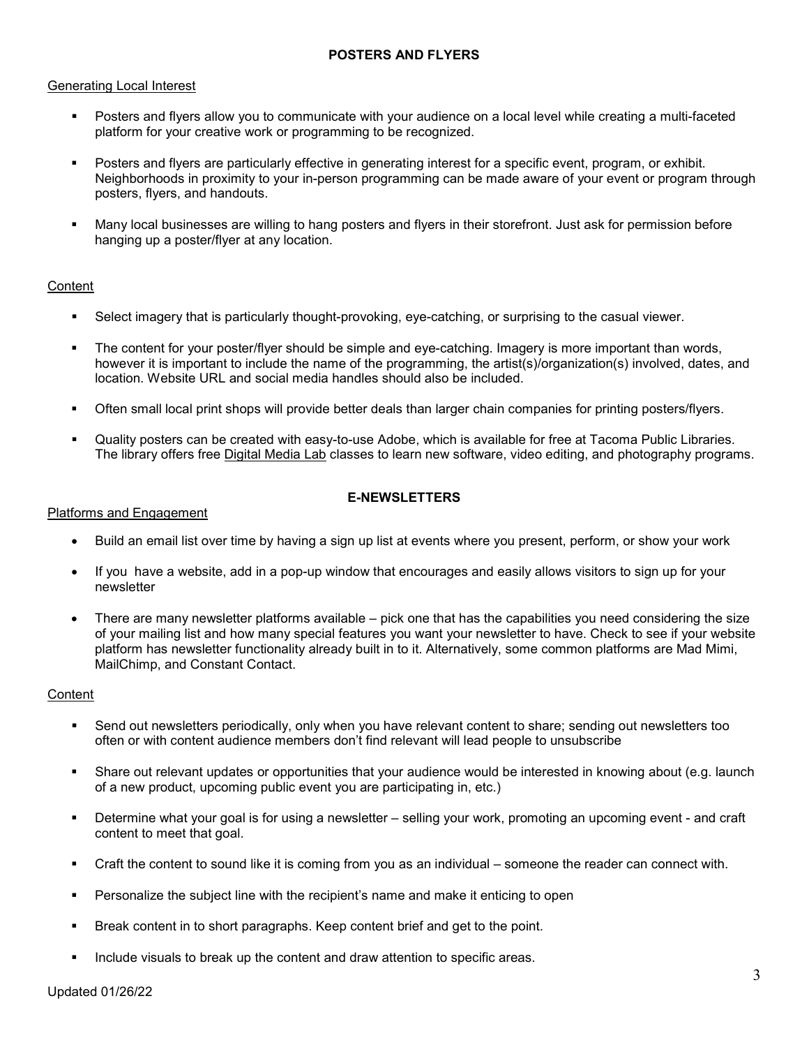## POSTERS AND FLYERS

### Generating Local Interest

- Posters and flyers allow you to communicate with your audience on a local level while creating a multi-faceted platform for your creative work or programming to be recognized.
- Posters and flyers are particularly effective in generating interest for a specific event, program, or exhibit. Neighborhoods in proximity to your in-person programming can be made aware of your event or program through posters, flyers, and handouts.
- Many local businesses are willing to hang posters and flyers in their storefront. Just ask for permission before hanging up a poster/flyer at any location.

### Content

- Select imagery that is particularly thought-provoking, eye-catching, or surprising to the casual viewer.
- The content for your poster/flyer should be simple and eye-catching. Imagery is more important than words, however it is important to include the name of the programming, the artist(s)/organization(s) involved, dates, and location. Website URL and social media handles should also be included.
- Often small local print shops will provide better deals than larger chain companies for printing posters/flyers.
- Quality posters can be created with easy-to-use Adobe, which is available for free at Tacoma Public Libraries. The library offers free Digital Media Lab classes to learn new software, video editing, and photography programs.

## E-NEWSLETTERS

### Platforms and Engagement

- Build an email list over time by having a sign up list at events where you present, perform, or show your work
- If you have a website, add in a pop-up window that encourages and easily allows visitors to sign up for your newsletter
- There are many newsletter platforms available – pick one that has the capabilities you need considering the size of your mailing list and how many special features you want your newsletter to have. Check to see if your website platform has newsletter functionality already built in to it. Alternatively, some common platforms are Mad Mimi, MailChimp, and Constant Contact.

### Content

- Send out newsletters periodically, only when you have relevant content to share; sending out newsletters too often or with content audience members don't find relevant will lead people to unsubscribe
- Share out relevant updates or opportunities that your audience would be interested in knowing about (e.g. launch of a new product, upcoming public event you are participating in, etc.)
- Determine what your goal is for using a newsletter – selling your work, promoting an upcoming event - and craft content to meet that goal.
- Craft the content to sound like it is coming from you as an individual – someone the reader can connect with.
- Personalize the subject line with the recipient's name and make it enticing to open
- Break content in to short paragraphs. Keep content brief and get to the point.
- Include visuals to break up the content and draw attention to specific areas.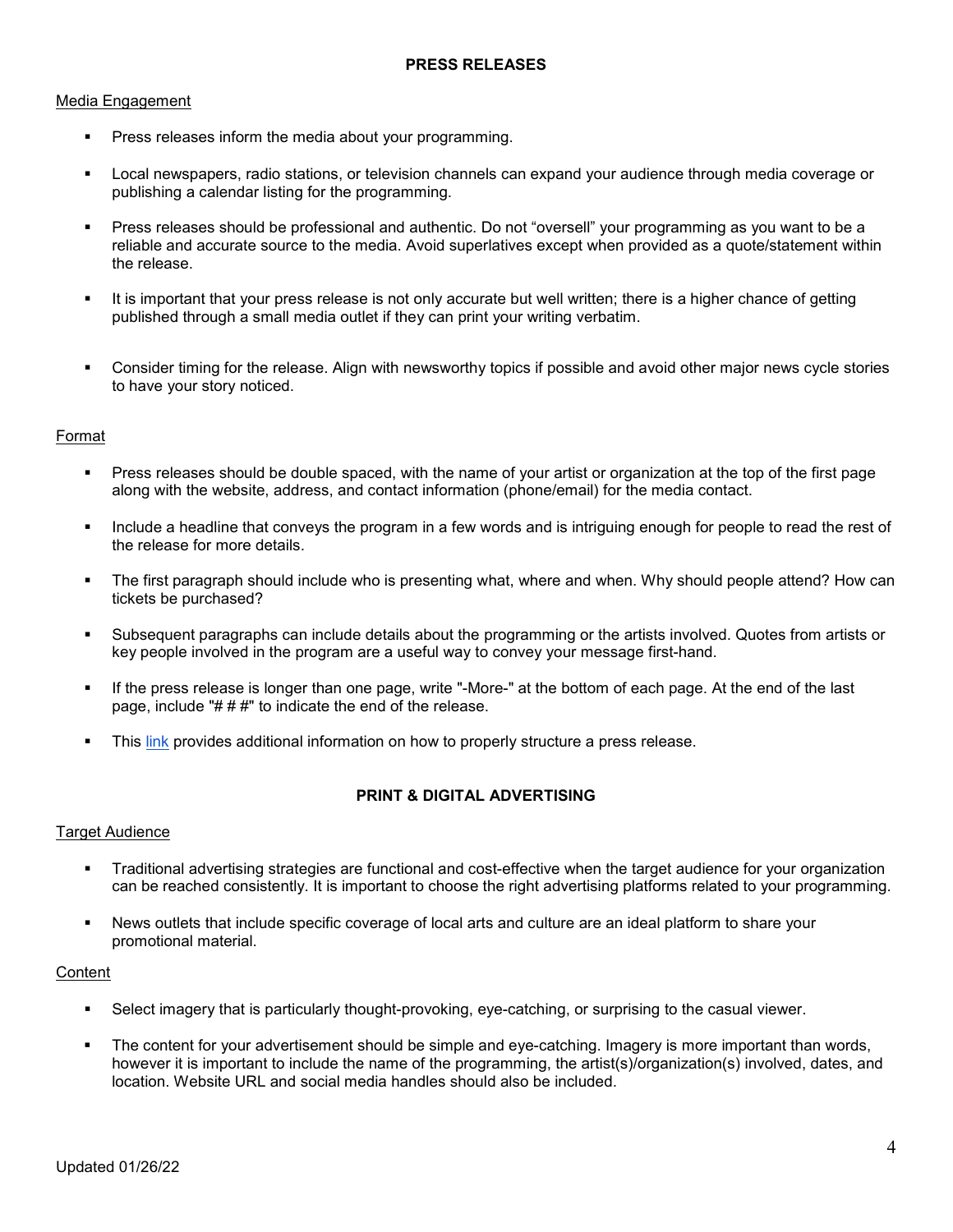## PRESS RELEASES

Media Engagement

- Press releases inform the media about your programming.
- Local newspapers, radio stations, or television channels can expand your audience through media coverage or publishing a calendar listing for the programming.
- Press releases should be professional and authentic. Do not "oversell" your programming as you want to be a reliable and accurate source to the media. Avoid superlatives except when provided as a quote/statement within the release.
- It is important that your press release is not only accurate but well written; there is a higher chance of getting published through a small media outlet if they can print your writing verbatim.
- Consider timing for the release. Align with newsworthy topics if possible and avoid other major news cycle stories to have your story noticed.

Format

- Press releases should be double spaced, with the name of your artist or organization at the top of the first page along with the website, address, and contact information (phone/email) for the media contact.
- Include a headline that conveys the program in a few words and is intriguing enough for people to read the rest of the release for more details.
- The first paragraph should include who is presenting what, where and when. Why should people attend? How can tickets be purchased?
- Subsequent paragraphs can include details about the programming or the artists involved. Quotes from artists or key people involved in the program are a useful way to convey your message first-hand.
- If the press release is longer than one page, write "-More-" at the bottom of each page. At the end of the last page, include "# # #" to indicate the end of the release.
- This link provides additional information on how to properly structure a press release.

## PRINT & DIGITAL ADVERTISING

Target Audience

- Traditional advertising strategies are functional and cost-effective when the target audience for your organization can be reached consistently. It is important to choose the right advertising platforms related to your programming.
- News outlets that include specific coverage of local arts and culture are an ideal platform to share your promotional material.

Content

- Select imagery that is particularly thought-provoking, eye-catching, or surprising to the casual viewer.
- The content for your advertisement should be simple and eye-catching. Imagery is more important than words, however it is important to include the name of the programming, the artist(s)/organization(s) involved, dates, and location. Website URL and social media handles should also be included.

Updated 01/26/22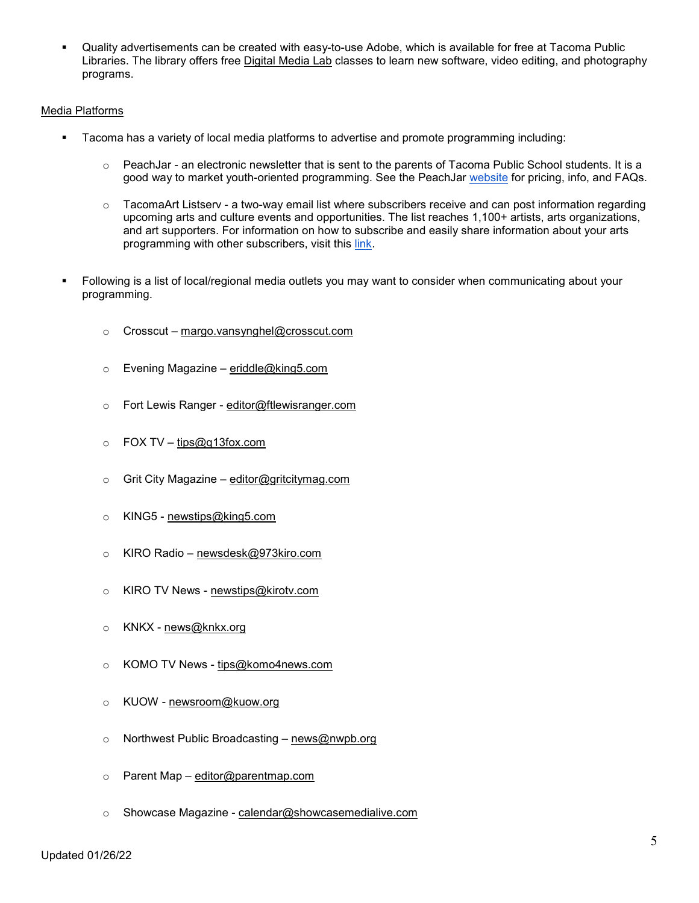- Quality advertisements can be created with easy-to-use Adobe, which is available for free at Tacoma Public Libraries. The library offers free Digital Media Lab classes to learn new software, video editing, and photography programs.

Media Platforms

- Tacoma has a variety of local media platforms to advertise and promote programming including:
  - PeachJar - an electronic newsletter that is sent to the parents of Tacoma Public School students. It is a good way to market youth-oriented programming. See the PeachJar website for pricing, info, and FAQs.
  - TacomaArt Listserv - a two-way email list where subscribers receive and can post information regarding upcoming arts and culture events and opportunities. The list reaches 1,100+ artists, arts organizations, and art supporters. For information on how to subscribe and easily share information about your arts programming with other subscribers, visit this link.

- Following is a list of local/regional media outlets you may want to consider when communicating about your programming.
  - Crosscut – margo.vansynghel@crosscut.com
  - Evening Magazine – eriddle@king5.com
  - Fort Lewis Ranger - editor@ftlewisranger.com
  - FOX TV – tips@q13fox.com
  - Grit City Magazine – editor@gritcitymag.com
  - KING5 - newstips@king5.com
  - KIRO Radio – newsdesk@973kiro.com
  - KIRO TV News - newstips@kirotv.com
  - KNKX - news@knkx.org
  - KOMO TV News - tips@komo4news.com
  - KUOW - newsroom@kuow.org
  - Northwest Public Broadcasting – news@nwpb.org
  - Parent Map – editor@parentmap.com
  - Showcase Magazine - calendar@showcasemedialive.com

Updated 01/26/22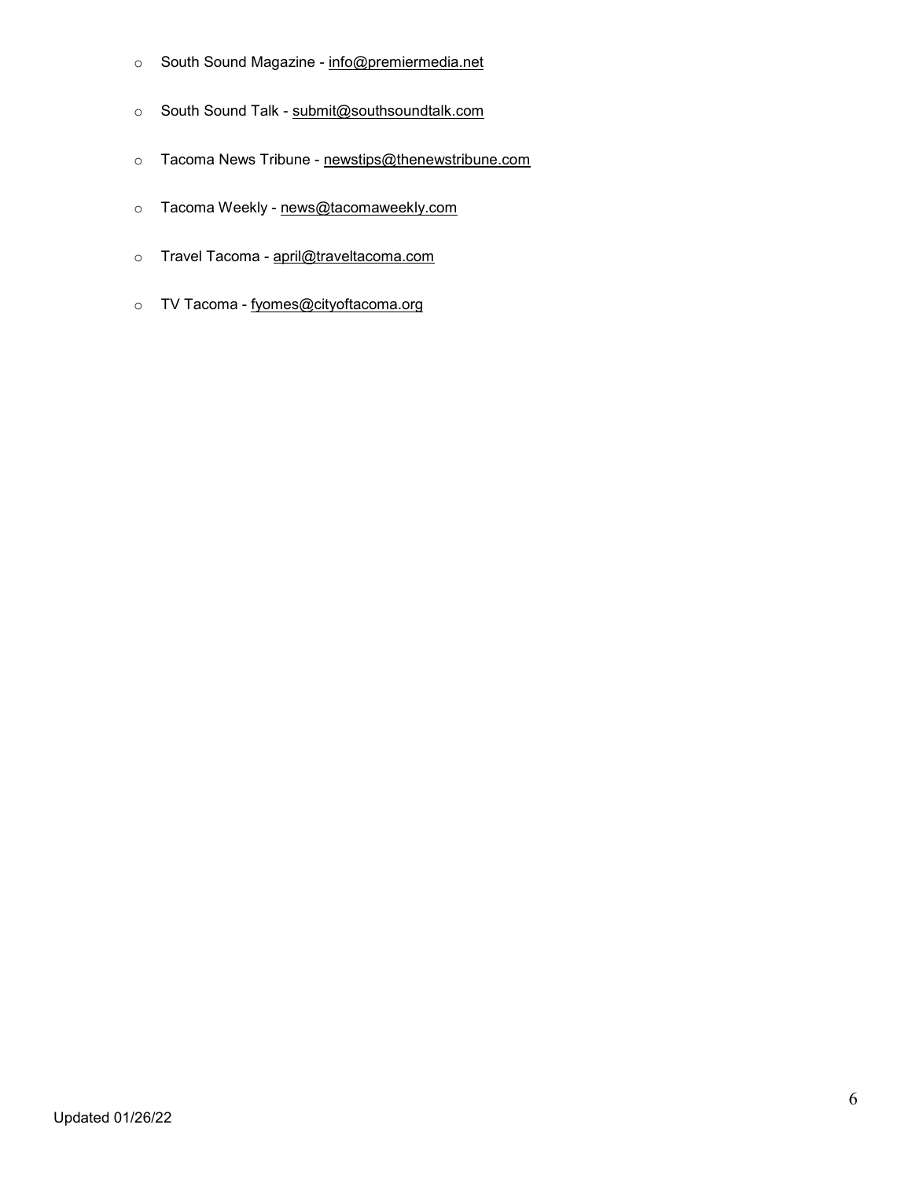- South Sound Magazine - info@premiermedia.net
- South Sound Talk - submit@southsoundtalk.com
- Tacoma News Tribune - newstips@thenewstribune.com
- Tacoma Weekly - news@tacomaweekly.com
- Travel Tacoma - april@traveltacoma.com
- TV Tacoma - fyomes@cityoftacoma.org

Updated 01/26/22